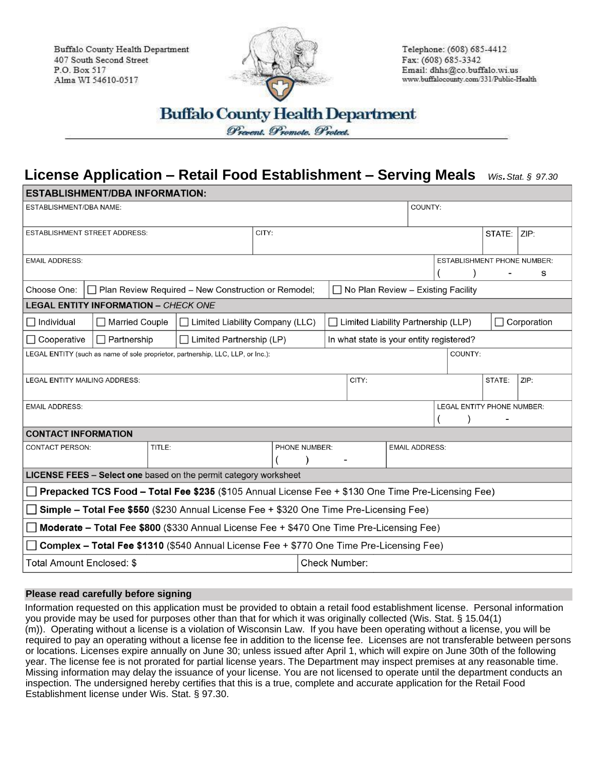Buffalo County Health Department
407 South Second Street
P.O. Box 517
Alma WI 54610-0517

Telephone: (608) 685-4412
Fax: (608) 685-3342
Email: dhhs@co.buffalo.wi.us
www.buffalocounty.com/331/Public-Health

**Buffalo County Health Department**

*Prevent. Promote. Protect.*

# License Application – Retail Food Establishment – Serving Meals *Wis. Stat. § 97.30*

## ESTABLISHMENT/DBA INFORMATION:

| | | | |
|---|---|---|---|
| ESTABLISHMENT/DBA NAME: | | COUNTY: | |
| ESTABLISHMENT STREET ADDRESS: | CITY: | STATE: | ZIP: |
| EMAIL ADDRESS: | | ESTABLISHMENT PHONE NUMBER: ( ) - s | |

Choose One: ☐ Plan Review Required – New Construction or Remodel; ☐ No Plan Review – Existing Facility

## LEGAL INFORMATION – *CHECK ONE*

| | | | | |
|---|---|---|---|---|
| ☐ Individual | ☐ Married Couple | ☐ Limited Liability Company (LLC) | ☐ Limited Liability Partnership (LLP) | ☐ Corporation |
| ☐ Cooperative | ☐ Partnership | ☐ Limited Partnership (LP) | In what state is your entity registered? | |

| | | | |
|---|---|---|---|
| LEGAL ENTITY (such as name of sole proprietor, partnership, LLC, LLP, or Inc.): | | COUNTY: | |
| LEGAL ENTITY MAILING ADDRESS: | CITY: | STATE: | ZIP: |
| EMAIL ADDRESS: | | LEGAL ENTITY PHONE NUMBER: ( ) - | |

## CONTACT INFORMATION

| CONTACT PERSON: | TITLE: | PHONE NUMBER: ( ) - | EMAIL ADDRESS: |
|---|---|---|---|
| | | | |

## LICENSE FEES – Select one based on the permit category worksheet

☐ **Prepacked TCS Food – Total Fee $235** ($105 Annual License Fee + $130 One Time Pre-Licensing Fee)

☐ **Simple – Total Fee $550** ($230 Annual License Fee + $320 One Time Pre-Licensing Fee)

☐ **Moderate – Total Fee $800** ($330 Annual License Fee + $470 One Time Pre-Licensing Fee)

☐ **Complex – Total Fee $1310** ($540 Annual License Fee + $770 One Time Pre-Licensing Fee)

| Total Amount Enclosed: $ | Check Number: |
|---|---|

**Please read carefully before signing**

Information requested on this application must be provided to obtain a retail food establishment license. Personal information you provide may be used for purposes other than that for which it was originally collected (Wis. Stat. § 15.04(1)(m)). Operating without a license is a violation of Wisconsin Law. If you have been operating without a license, you will be required to pay an operating without a license fee in addition to the license fee. Licenses are not transferable between persons or locations. Licenses expire annually on June 30; unless issued after April 1, which will expire on June 30th of the following year. The license fee is not prorated for partial license years. The Department may inspect premises at any reasonable time. Missing information may delay the issuance of your license. You are not licensed to operate until the department conducts an inspection. The undersigned hereby certifies that this is a true, complete and accurate application for the Retail Food Establishment license under Wis. Stat. § 97.30.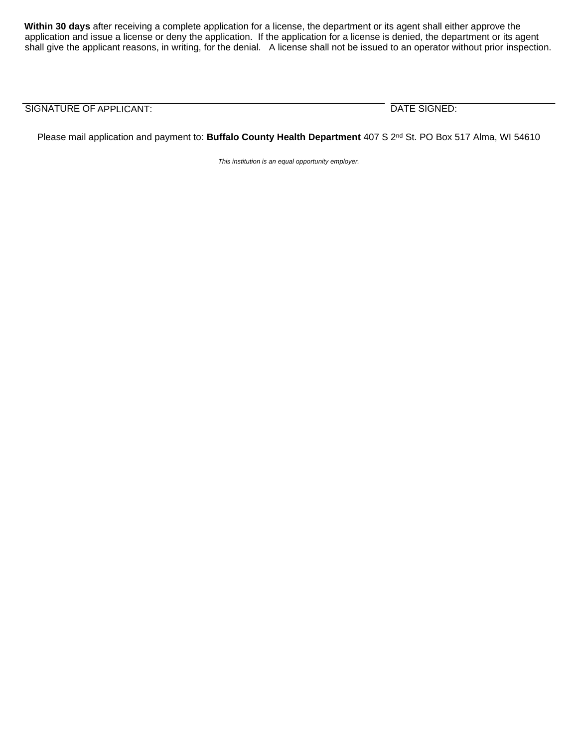**Within 30 days** after receiving a complete application for a license, the department or its agent shall either approve the application and issue a license or deny the application. If the application for a license is denied, the department or its agent shall give the applicant reasons, in writing, for the denial. A license shall not be issued to an operator without prior inspection.

SIGNATURE OF APPLICANT: ______________________________ DATE SIGNED: ______________

Please mail application and payment to: **Buffalo County Health Department** 407 S 2nd St. PO Box 517 Alma, WI 54610

*This institution is an equal opportunity employer.*